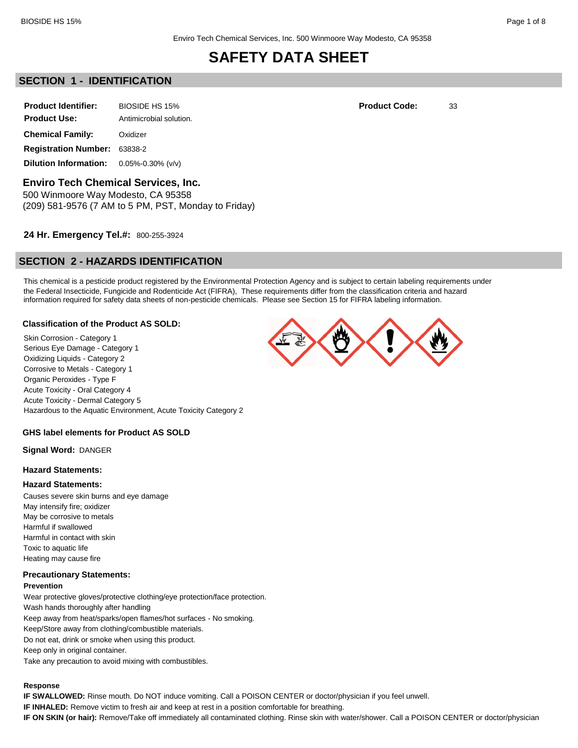Enviro Tech Chemical Services, Inc. 500 Winmoore Way Modesto, CA 95358

# SAFETY DATA SHEET

## SECTION 1 - IDENTIFICATION

**Product Identifier:** BIOSIDE HS 15%

**Product Code:** 33

**Product Use:** Antimicrobial solution.

**Chemical Family:** Oxidizer

**Registration Number:** 63838-2

**Dilution Information:** 0.05%-0.30% (v/v)

### Enviro Tech Chemical Services, Inc.

500 Winmoore Way Modesto, CA 95358
(209) 581-9576 (7 AM to 5 PM, PST, Monday to Friday)

**24 Hr. Emergency Tel.#:** 800-255-3924

## SECTION 2 - HAZARDS IDENTIFICATION

This chemical is a pesticide product registered by the Environmental Protection Agency and is subject to certain labeling requirements under the Federal Insecticide, Fungicide and Rodenticide Act (FIFRA), These requirements differ from the classification criteria and hazard information required for safety data sheets of non-pesticide chemicals. Please see Section 15 for FIFRA labeling information.

### Classification of the Product AS SOLD:

Skin Corrosion - Category 1
Serious Eye Damage - Category 1
Oxidizing Liquids - Category 2
Corrosive to Metals - Category 1
Organic Peroxides - Type F
Acute Toxicity - Oral Category 4
Acute Toxicity - Dermal Category 5
Hazardous to the Aquatic Environment, Acute Toxicity Category 2

### GHS label elements for Product AS SOLD

**Signal Word:** DANGER

### Hazard Statements:

### Hazard Statements:

Causes severe skin burns and eye damage
May intensify fire; oxidizer
May be corrosive to metals
Harmful if swallowed
Harmful in contact with skin
Toxic to aquatic life
Heating may cause fire

### Precautionary Statements:

**Prevention**

Wear protective gloves/protective clothing/eye protection/face protection.
Wash hands thoroughly after handling
Keep away from heat/sparks/open flames/hot surfaces - No smoking.
Keep/Store away from clothing/combustible materials.
Do not eat, drink or smoke when using this product.
Keep only in original container.
Take any precaution to avoid mixing with combustibles.

**Response**

**IF SWALLOWED:** Rinse mouth. Do NOT induce vomiting. Call a POISON CENTER or doctor/physician if you feel unwell.
**IF INHALED:** Remove victim to fresh air and keep at rest in a position comfortable for breathing.
**IF ON SKIN (or hair):** Remove/Take off immediately all contaminated clothing. Rinse skin with water/shower. Call a POISON CENTER or doctor/physician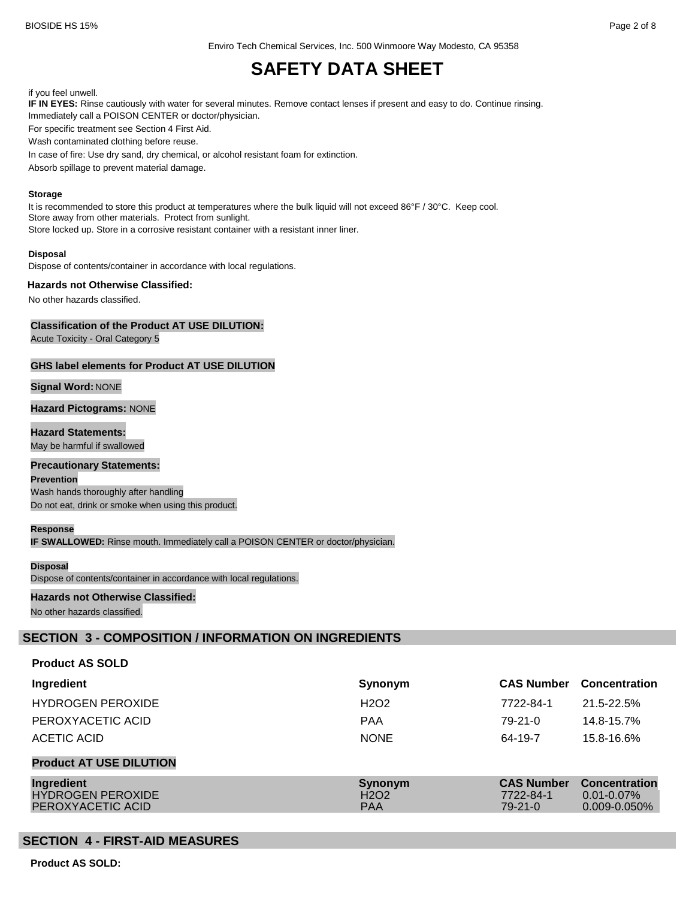if you feel unwell.

**IF IN EYES:** Rinse cautiously with water for several minutes. Remove contact lenses if present and easy to do. Continue rinsing.

Immediately call a POISON CENTER or doctor/physician.

For specific treatment see Section 4 First Aid.

Wash contaminated clothing before reuse.

In case of fire: Use dry sand, dry chemical, or alcohol resistant foam for extinction.

Absorb spillage to prevent material damage.

**Storage**

It is recommended to store this product at temperatures where the bulk liquid will not exceed 86°F / 30°C. Keep cool.
Store away from other materials. Protect from sunlight.
Store locked up. Store in a corrosive resistant container with a resistant inner liner.

**Disposal**

Dispose of contents/container in accordance with local regulations.

**Hazards not Otherwise Classified:**

No other hazards classified.

**Classification of the Product AT USE DILUTION:**

Acute Toxicity - Oral Category 5

**GHS label elements for Product AT USE DILUTION**

**Signal Word:** NONE

**Hazard Pictograms:** NONE

**Hazard Statements:**

May be harmful if swallowed

**Precautionary Statements:**

**Prevention**

Wash hands thoroughly after handling

Do not eat, drink or smoke when using this product.

**Response**

**IF SWALLOWED:** Rinse mouth. Immediately call a POISON CENTER or doctor/physician.

**Disposal**

Dispose of contents/container in accordance with local regulations.

**Hazards not Otherwise Classified:**

No other hazards classified.

## SECTION 3 - COMPOSITION / INFORMATION ON INGREDIENTS

**Product AS SOLD**

| Ingredient | Synonym | CAS Number | Concentration |
|---|---|---|---|
| HYDROGEN PEROXIDE | H2O2 | 7722-84-1 | 21.5-22.5% |
| PEROXYACETIC ACID | PAA | 79-21-0 | 14.8-15.7% |
| ACETIC ACID | NONE | 64-19-7 | 15.8-16.6% |

**Product AT USE DILUTION**

| Ingredient | Synonym | CAS Number | Concentration |
|---|---|---|---|
| HYDROGEN PEROXIDE | H2O2 | 7722-84-1 | 0.01-0.07% |
| PEROXYACETIC ACID | PAA | 79-21-0 | 0.009-0.050% |

## SECTION 4 - FIRST-AID MEASURES

**Product AS SOLD:**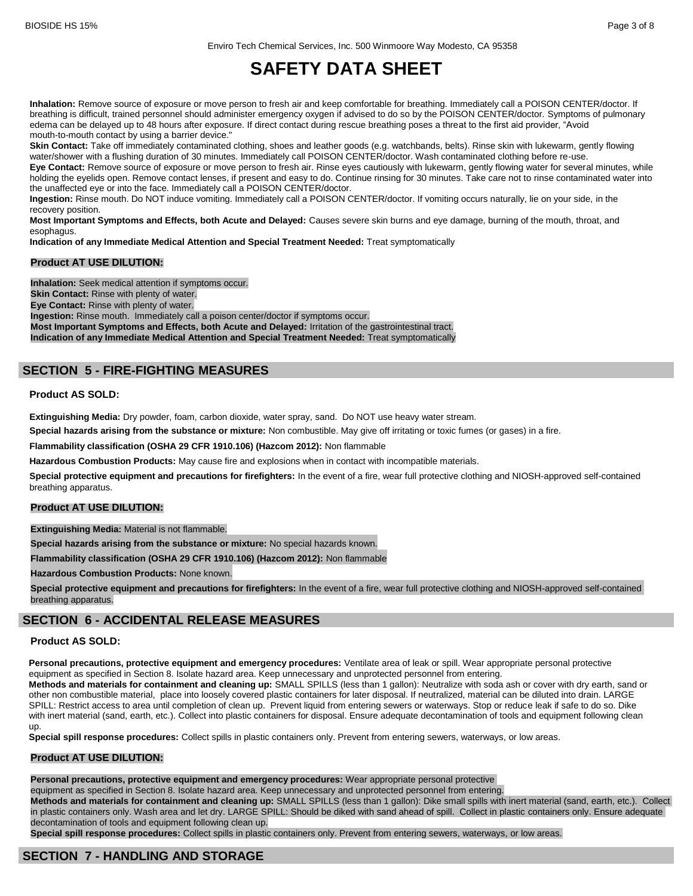**Inhalation:** Remove source of exposure or move person to fresh air and keep comfortable for breathing. Immediately call a POISON CENTER/doctor. If breathing is difficult, trained personnel should administer emergency oxygen if advised to do so by the POISON CENTER/doctor. Symptoms of pulmonary edema can be delayed up to 48 hours after exposure. If direct contact during rescue breathing poses a threat to the first aid provider, "Avoid mouth-to-mouth contact by using a barrier device."

**Skin Contact:** Take off immediately contaminated clothing, shoes and leather goods (e.g. watchbands, belts). Rinse skin with lukewarm, gently flowing water/shower with a flushing duration of 30 minutes. Immediately call POISON CENTER/doctor. Wash contaminated clothing before re-use.

**Eye Contact:** Remove source of exposure or move person to fresh air. Rinse eyes cautiously with lukewarm, gently flowing water for several minutes, while holding the eyelids open. Remove contact lenses, if present and easy to do. Continue rinsing for 30 minutes. Take care not to rinse contaminated water into the unaffected eye or into the face. Immediately call a POISON CENTER/doctor.

**Ingestion:** Rinse mouth. Do NOT induce vomiting. Immediately call a POISON CENTER/doctor. If vomiting occurs naturally, lie on your side, in the recovery position.

**Most Important Symptoms and Effects, both Acute and Delayed:** Causes severe skin burns and eye damage, burning of the mouth, throat, and esophagus.

**Indication of any Immediate Medical Attention and Special Treatment Needed:** Treat symptomatically

**Product AT USE DILUTION:**

**Inhalation:** Seek medical attention if symptoms occur.
**Skin Contact:** Rinse with plenty of water.
**Eye Contact:** Rinse with plenty of water.
**Ingestion:** Rinse mouth. Immediately call a poison center/doctor if symptoms occur.
**Most Important Symptoms and Effects, both Acute and Delayed:** Irritation of the gastrointestinal tract.
**Indication of any Immediate Medical Attention and Special Treatment Needed:** Treat symptomatically

## SECTION 5 - FIRE-FIGHTING MEASURES

**Product AS SOLD:**

**Extinguishing Media:** Dry powder, foam, carbon dioxide, water spray, sand. Do NOT use heavy water stream.

**Special hazards arising from the substance or mixture:** Non combustible. May give off irritating or toxic fumes (or gases) in a fire.

**Flammability classification (OSHA 29 CFR 1910.106) (Hazcom 2012):** Non flammable

**Hazardous Combustion Products:** May cause fire and explosions when in contact with incompatible materials.

**Special protective equipment and precautions for firefighters:** In the event of a fire, wear full protective clothing and NIOSH-approved self-contained breathing apparatus.

**Product AT USE DILUTION:**

**Extinguishing Media:** Material is not flammable.

**Special hazards arising from the substance or mixture:** No special hazards known.

**Flammability classification (OSHA 29 CFR 1910.106) (Hazcom 2012):** Non flammable

**Hazardous Combustion Products:** None known.

**Special protective equipment and precautions for firefighters:** In the event of a fire, wear full protective clothing and NIOSH-approved self-contained breathing apparatus.

## SECTION 6 - ACCIDENTAL RELEASE MEASURES

**Product AS SOLD:**

**Personal precautions, protective equipment and emergency procedures:** Ventilate area of leak or spill. Wear appropriate personal protective equipment as specified in Section 8. Isolate hazard area. Keep unnecessary and unprotected personnel from entering.

**Methods and materials for containment and cleaning up:** SMALL SPILLS (less than 1 gallon): Neutralize with soda ash or cover with dry earth, sand or other non combustible material, place into loosely covered plastic containers for later disposal. If neutralized, material can be diluted into drain. LARGE SPILL: Restrict access to area until completion of clean up. Prevent liquid from entering sewers or waterways. Stop or reduce leak if safe to do so. Dike with inert material (sand, earth, etc.). Collect into plastic containers for disposal. Ensure adequate decontamination of tools and equipment following clean up.

**Special spill response procedures:** Collect spills in plastic containers only. Prevent from entering sewers, waterways, or low areas.

**Product AT USE DILUTION:**

**Personal precautions, protective equipment and emergency procedures:** Wear appropriate personal protective equipment as specified in Section 8. Isolate hazard area. Keep unnecessary and unprotected personnel from entering.

**Methods and materials for containment and cleaning up:** SMALL SPILLS (less than 1 gallon): Dike small spills with inert material (sand, earth, etc.). Collect in plastic containers only. Wash area and let dry. LARGE SPILL: Should be diked with sand ahead of spill. Collect in plastic containers only. Ensure adequate decontamination of tools and equipment following clean up.

**Special spill response procedures:** Collect spills in plastic containers only. Prevent from entering sewers, waterways, or low areas.

## SECTION 7 - HANDLING AND STORAGE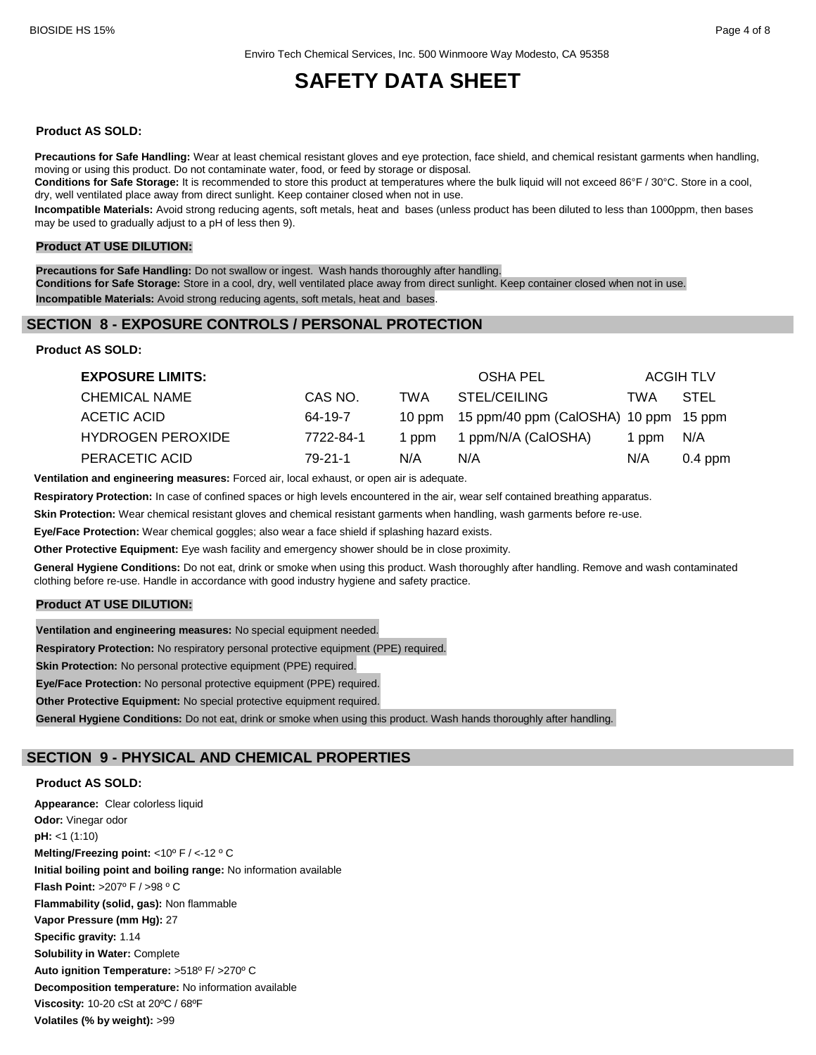Enviro Tech Chemical Services, Inc. 500 Winmoore Way Modesto, CA 95358

# SAFETY DATA SHEET

**Product AS SOLD:**

**Precautions for Safe Handling:** Wear at least chemical resistant gloves and eye protection, face shield, and chemical resistant garments when handling, moving or using this product. Do not contaminate water, food, or feed by storage or disposal.
**Conditions for Safe Storage:** It is recommended to store this product at temperatures where the bulk liquid will not exceed 86°F / 30°C. Store in a cool, dry, well ventilated place away from direct sunlight. Keep container closed when not in use.
**Incompatible Materials:** Avoid strong reducing agents, soft metals, heat and bases (unless product has been diluted to less than 1000ppm, then bases may be used to gradually adjust to a pH of less then 9).

**Product AT USE DILUTION:**

**Precautions for Safe Handling:** Do not swallow or ingest. Wash hands thoroughly after handling.
**Conditions for Safe Storage:** Store in a cool, dry, well ventilated place away from direct sunlight. Keep container closed when not in use.
**Incompatible Materials:** Avoid strong reducing agents, soft metals, heat and bases.

## SECTION 8 - EXPOSURE CONTROLS / PERSONAL PROTECTION

**Product AS SOLD:**

| **EXPOSURE LIMITS:** | | OSHA PEL | | ACGIH TLV | |
|---|---|---|---|---|---|
| CHEMICAL NAME | CAS NO. | TWA | STEL/CEILING | TWA | STEL |
| ACETIC ACID | 64-19-7 | 10 ppm | 15 ppm/40 ppm (CalOSHA) | 10 ppm | 15 ppm |
| HYDROGEN PEROXIDE | 7722-84-1 | 1 ppm | 1 ppm/N/A (CalOSHA) | 1 ppm | N/A |
| PERACETIC ACID | 79-21-1 | N/A | N/A | N/A | 0.4 ppm |

**Ventilation and engineering measures:** Forced air, local exhaust, or open air is adequate.

**Respiratory Protection:** In case of confined spaces or high levels encountered in the air, wear self contained breathing apparatus.

**Skin Protection:** Wear chemical resistant gloves and chemical resistant garments when handling, wash garments before re-use.

**Eye/Face Protection:** Wear chemical goggles; also wear a face shield if splashing hazard exists.

**Other Protective Equipment:** Eye wash facility and emergency shower should be in close proximity.

**General Hygiene Conditions:** Do not eat, drink or smoke when using this product. Wash thoroughly after handling. Remove and wash contaminated clothing before re-use. Handle in accordance with good industry hygiene and safety practice.

**Product AT USE DILUTION:**

**Ventilation and engineering measures:** No special equipment needed.

**Respiratory Protection:** No respiratory personal protective equipment (PPE) required.

**Skin Protection:** No personal protective equipment (PPE) required.

**Eye/Face Protection:** No personal protective equipment (PPE) required.

**Other Protective Equipment:** No special protective equipment required.

**General Hygiene Conditions:** Do not eat, drink or smoke when using this product. Wash hands thoroughly after handling.

## SECTION 9 - PHYSICAL AND CHEMICAL PROPERTIES

**Product AS SOLD:**

**Appearance:** Clear colorless liquid
**Odor:** Vinegar odor
**pH:** <1 (1:10)
**Melting/Freezing point:** <10º F / <-12 º C
**Initial boiling point and boiling range:** No information available
**Flash Point:** >207º F / >98 º C
**Flammability (solid, gas):** Non flammable
**Vapor Pressure (mm Hg):** 27
**Specific gravity:** 1.14
**Solubility in Water:** Complete
**Auto ignition Temperature:** >518º F/ >270º C
**Decomposition temperature:** No information available
**Viscosity:** 10-20 cSt at 20ºC / 68ºF
**Volatiles (% by weight):** >99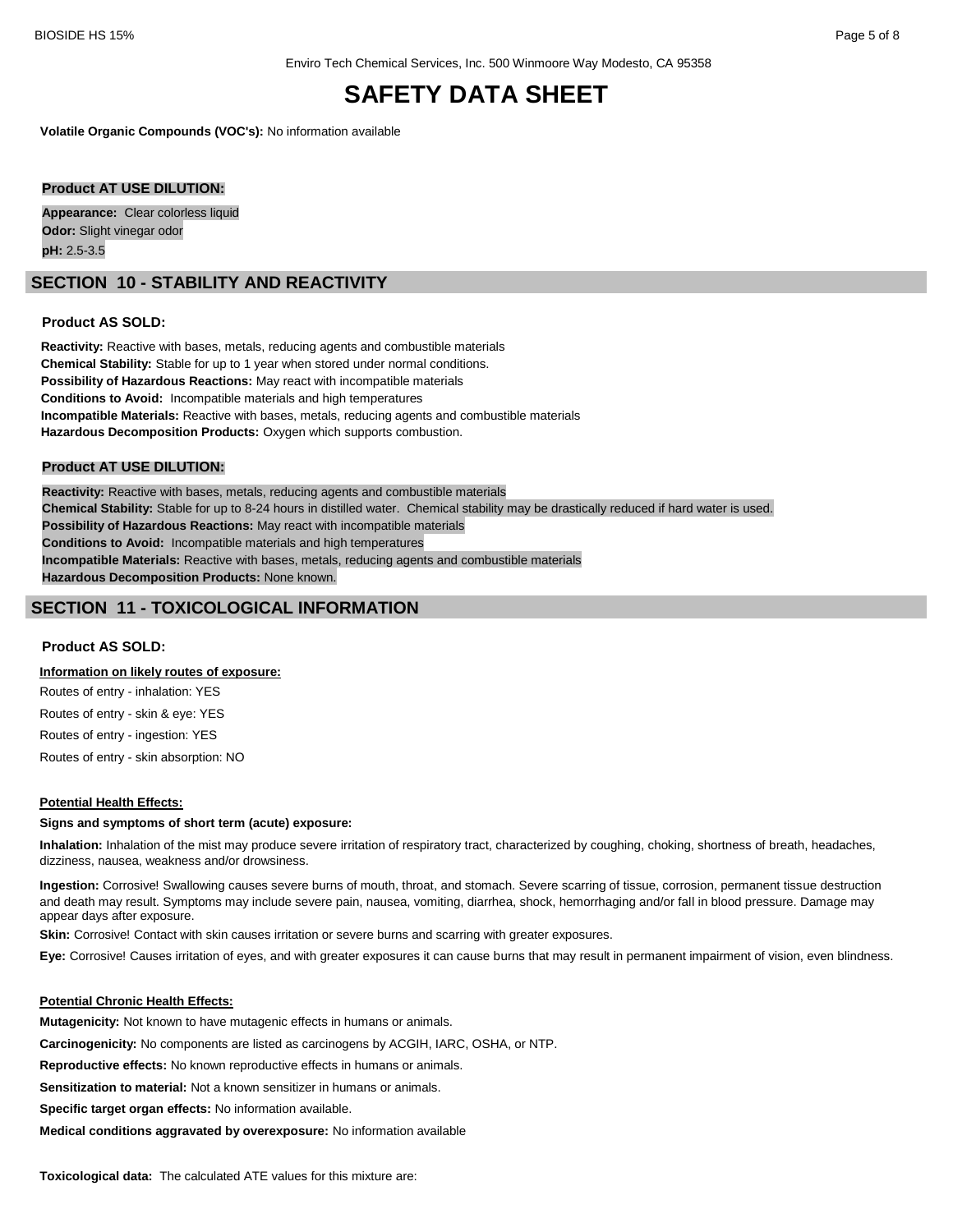Enviro Tech Chemical Services, Inc. 500 Winmoore Way Modesto, CA 95358

# SAFETY DATA SHEET

**Volatile Organic Compounds (VOC's):** No information available

**Product AT USE DILUTION:**

**Appearance:** Clear colorless liquid
**Odor:** Slight vinegar odor
**pH:** 2.5-3.5

## SECTION 10 - STABILITY AND REACTIVITY

**Product AS SOLD:**

**Reactivity:** Reactive with bases, metals, reducing agents and combustible materials
**Chemical Stability:** Stable for up to 1 year when stored under normal conditions.
**Possibility of Hazardous Reactions:** May react with incompatible materials
**Conditions to Avoid:** Incompatible materials and high temperatures
**Incompatible Materials:** Reactive with bases, metals, reducing agents and combustible materials
**Hazardous Decomposition Products:** Oxygen which supports combustion.

**Product AT USE DILUTION:**

**Reactivity:** Reactive with bases, metals, reducing agents and combustible materials
**Chemical Stability:** Stable for up to 8-24 hours in distilled water. Chemical stability may be drastically reduced if hard water is used.
**Possibility of Hazardous Reactions:** May react with incompatible materials
**Conditions to Avoid:** Incompatible materials and high temperatures
**Incompatible Materials:** Reactive with bases, metals, reducing agents and combustible materials
**Hazardous Decomposition Products:** None known.

## SECTION 11 - TOXICOLOGICAL INFORMATION

**Product AS SOLD:**

**Information on likely routes of exposure:**

Routes of entry - inhalation: YES

Routes of entry - skin & eye: YES

Routes of entry - ingestion: YES

Routes of entry - skin absorption: NO

**Potential Health Effects:**

**Signs and symptoms of short term (acute) exposure:**

**Inhalation:** Inhalation of the mist may produce severe irritation of respiratory tract, characterized by coughing, choking, shortness of breath, headaches, dizziness, nausea, weakness and/or drowsiness.

**Ingestion:** Corrosive! Swallowing causes severe burns of mouth, throat, and stomach. Severe scarring of tissue, corrosion, permanent tissue destruction and death may result. Symptoms may include severe pain, nausea, vomiting, diarrhea, shock, hemorrhaging and/or fall in blood pressure. Damage may appear days after exposure.

**Skin:** Corrosive! Contact with skin causes irritation or severe burns and scarring with greater exposures.

**Eye:** Corrosive! Causes irritation of eyes, and with greater exposures it can cause burns that may result in permanent impairment of vision, even blindness.

**Potential Chronic Health Effects:**

**Mutagenicity:** Not known to have mutagenic effects in humans or animals.

**Carcinogenicity:** No components are listed as carcinogens by ACGIH, IARC, OSHA, or NTP.

**Reproductive effects:** No known reproductive effects in humans or animals.

**Sensitization to material:** Not a known sensitizer in humans or animals.

**Specific target organ effects:** No information available.

**Medical conditions aggravated by overexposure:** No information available

**Toxicological data:** The calculated ATE values for this mixture are: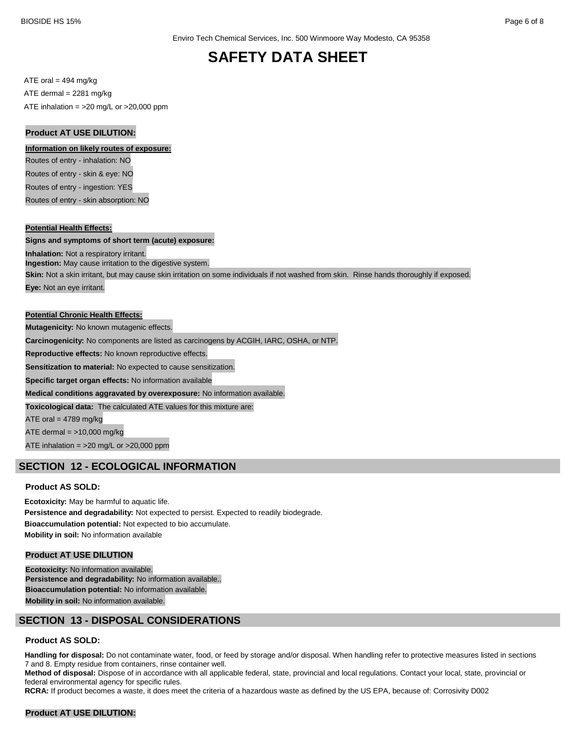# SAFETY DATA SHEET

ATE oral = 494 mg/kg

ATE dermal = 2281 mg/kg

ATE inhalation = >20 mg/L or >20,000 ppm

**Product AT USE DILUTION:**

**Information on likely routes of exposure:**

Routes of entry - inhalation: NO

Routes of entry - skin & eye: NO

Routes of entry - ingestion: YES

Routes of entry - skin absorption: NO

**Potential Health Effects:**

**Signs and symptoms of short term (acute) exposure:**

**Inhalation:** Not a respiratory irritant.

**Ingestion:** May cause irritation to the digestive system.

**Skin:** Not a skin irritant, but may cause skin irritation on some individuals if not washed from skin. Rinse hands thoroughly if exposed.

**Eye:** Not an eye irritant.

**Potential Chronic Health Effects:**

**Mutagenicity:** No known mutagenic effects.

**Carcinogenicity:** No components are listed as carcinogens by ACGIH, IARC, OSHA, or NTP.

**Reproductive effects:** No known reproductive effects.

**Sensitization to material:** No expected to cause sensitization.

**Specific target organ effects:** No information available

**Medical conditions aggravated by overexposure:** No information available.

**Toxicological data:** The calculated ATE values for this mixture are:

ATE oral = 4789 mg/kg

ATE dermal = >10,000 mg/kg

ATE inhalation = >20 mg/L or >20,000 ppm

## SECTION 12 - ECOLOGICAL INFORMATION

**Product AS SOLD:**

**Ecotoxicity:** May be harmful to aquatic life.

**Persistence and degradability:** Not expected to persist. Expected to readily biodegrade.

**Bioaccumulation potential:** Not expected to bio accumulate.

**Mobility in soil:** No information available

**Product AT USE DILUTION**

**Ecotoxicity:** No information available.

**Persistence and degradability:** No information available..

**Bioaccumulation potential:** No information available.

**Mobility in soil:** No information available.

## SECTION 13 - DISPOSAL CONSIDERATIONS

**Product AS SOLD:**

**Handling for disposal:** Do not contaminate water, food, or feed by storage and/or disposal. When handling refer to protective measures listed in sections 7 and 8. Empty residue from containers, rinse container well.

**Method of disposal:** Dispose of in accordance with all applicable federal, state, provincial and local regulations. Contact your local, state, provincial or federal environmental agency for specific rules.

**RCRA:** If product becomes a waste, it does meet the criteria of a hazardous waste as defined by the US EPA, because of: Corrosivity D002

**Product AT USE DILUTION:**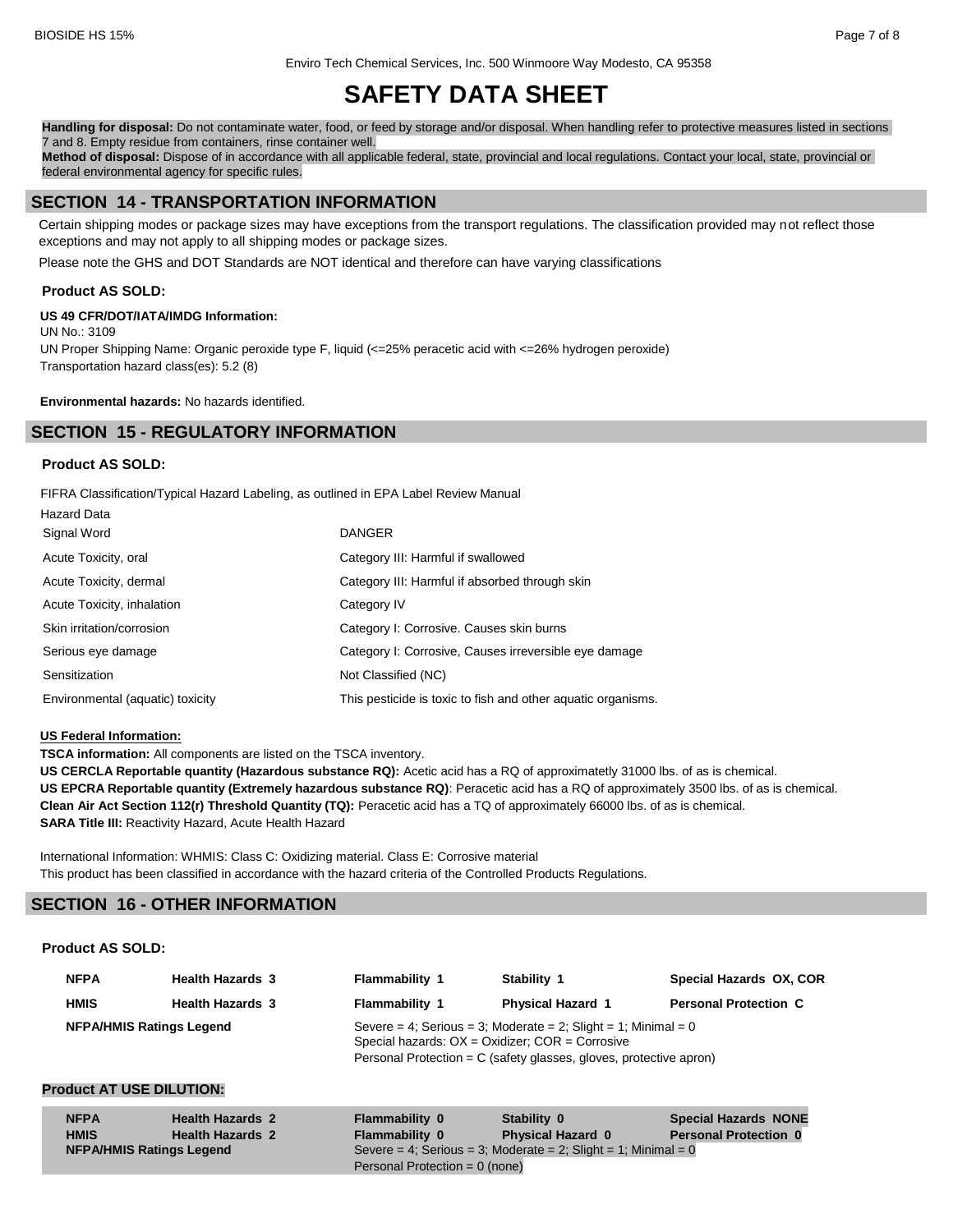**Handling for disposal:** Do not contaminate water, food, or feed by storage and/or disposal. When handling refer to protective measures listed in sections 7 and 8. Empty residue from containers, rinse container well.
**Method of disposal:** Dispose of in accordance with all applicable federal, state, provincial and local regulations. Contact your local, state, provincial or federal environmental agency for specific rules.

## SECTION 14 - TRANSPORTATION INFORMATION

Certain shipping modes or package sizes may have exceptions from the transport regulations. The classification provided may not reflect those exceptions and may not apply to all shipping modes or package sizes.

Please note the GHS and DOT Standards are NOT identical and therefore can have varying classifications

**Product AS SOLD:**

**US 49 CFR/DOT/IATA/IMDG Information:**
UN No.: 3109
UN Proper Shipping Name: Organic peroxide type F, liquid (<=25% peracetic acid with <=26% hydrogen peroxide)
Transportation hazard class(es): 5.2 (8)

**Environmental hazards:** No hazards identified.

## SECTION 15 - REGULATORY INFORMATION

**Product AS SOLD:**

FIFRA Classification/Typical Hazard Labeling, as outlined in EPA Label Review Manual

| Hazard Data | |
|---|---|
| Signal Word | DANGER |
| Acute Toxicity, oral | Category III: Harmful if swallowed |
| Acute Toxicity, dermal | Category III: Harmful if absorbed through skin |
| Acute Toxicity, inhalation | Category IV |
| Skin irritation/corrosion | Category I: Corrosive. Causes skin burns |
| Serious eye damage | Category I: Corrosive, Causes irreversible eye damage |
| Sensitization | Not Classified (NC) |
| Environmental (aquatic) toxicity | This pesticide is toxic to fish and other aquatic organisms. |

**US Federal Information:**

**TSCA information:** All components are listed on the TSCA inventory.
**US CERCLA Reportable quantity (Hazardous substance RQ):** Acetic acid has a RQ of approximatetly 31000 lbs. of as is chemical.
**US EPCRA Reportable quantity (Extremely hazardous substance RQ)**: Peracetic acid has a RQ of approximately 3500 lbs. of as is chemical.
**Clean Air Act Section 112(r) Threshold Quantity (TQ):** Peracetic acid has a TQ of approximately 66000 lbs. of as is chemical.
**SARA Title III:** Reactivity Hazard, Acute Health Hazard

International Information: WHMIS: Class C: Oxidizing material. Class E: Corrosive material
This product has been classified in accordance with the hazard criteria of the Controlled Products Regulations.

## SECTION 16 - OTHER INFORMATION

**Product AS SOLD:**

| | | | | |
|---|---|---|---|---|
| **NFPA** | **Health Hazards 3** | **Flammability 1** | **Stability 1** | **Special Hazards OX, COR** |
| **HMIS** | **Health Hazards 3** | **Flammability 1** | **Physical Hazard 1** | **Personal Protection C** |

**NFPA/HMIS Ratings Legend**
Severe = 4; Serious = 3; Moderate = 2; Slight = 1; Minimal = 0
Special hazards: OX = Oxidizer; COR = Corrosive
Personal Protection = C (safety glasses, gloves, protective apron)

**Product AT USE DILUTION:**

| | | | | |
|---|---|---|---|---|
| **NFPA** | **Health Hazards 2** | **Flammability 0** | **Stability 0** | **Special Hazards NONE** |
| **HMIS** | **Health Hazards 2** | **Flammability 0** | **Physical Hazard 0** | **Personal Protection 0** |

**NFPA/HMIS Ratings Legend**
Severe = 4; Serious = 3; Moderate = 2; Slight = 1; Minimal = 0
Personal Protection = 0 (none)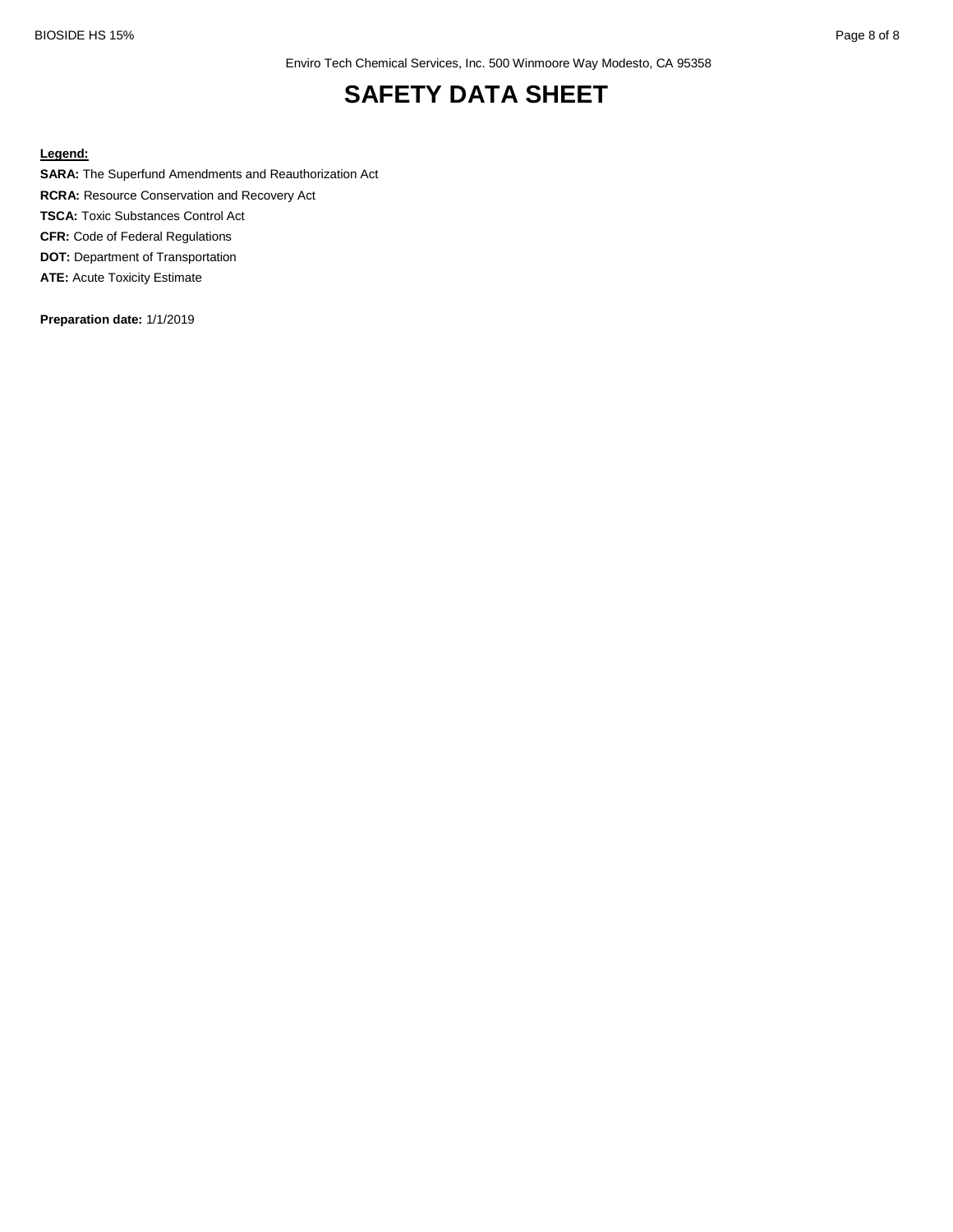**Legend:**

**SARA:** The Superfund Amendments and Reauthorization Act

**RCRA:** Resource Conservation and Recovery Act

**TSCA:** Toxic Substances Control Act

**CFR:** Code of Federal Regulations

**DOT:** Department of Transportation

**ATE:** Acute Toxicity Estimate

**Preparation date:** 1/1/2019